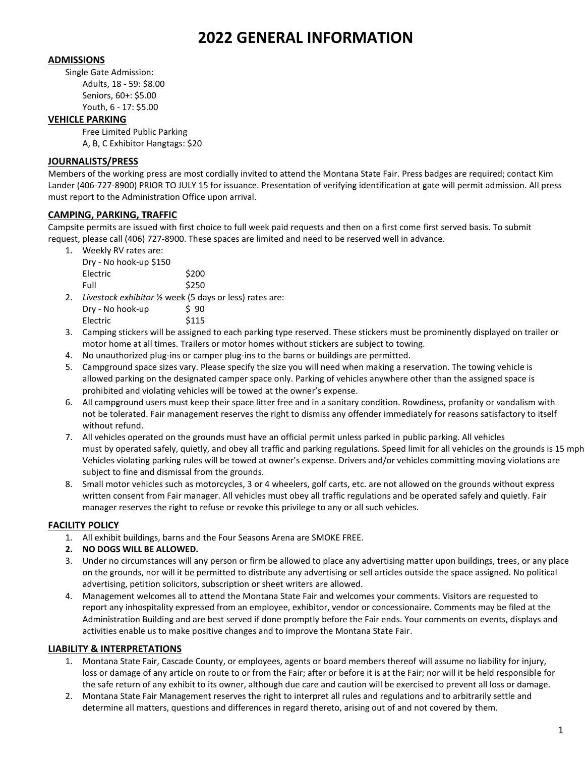# 2022 GENERAL INFORMATION

## ADMISSIONS

Single Gate Admission:

Adults, 18 - 59: $8.00
Seniors, 60+: $5.00
Youth, 6 - 17: $5.00

## VEHICLE PARKING

Free Limited Public Parking
A, B, C Exhibitor Hangtags: $20

## JOURNALISTS/PRESS

Members of the working press are most cordially invited to attend the Montana State Fair. Press badges are required; contact Kim Lander (406-727-8900) PRIOR TO JULY 15 for issuance. Presentation of verifying identification at gate will permit admission. All press must report to the Administration Office upon arrival.

## CAMPING, PARKING, TRAFFIC

Campsite permits are issued with first choice to full week paid requests and then on a first come first served basis. To submit request, please call (406) 727-8900. These spaces are limited and need to be reserved well in advance.

1. Weekly RV rates are:
   Dry - No hook-up $150
   Electric $200
   Full $250
2. *Livestock exhibitor* ½ week (5 days or less) rates are:
   Dry - No hook-up $ 90
   Electric $115
3. Camping stickers will be assigned to each parking type reserved. These stickers must be prominently displayed on trailer or motor home at all times. Trailers or motor homes without stickers are subject to towing.
4. No unauthorized plug-ins or camper plug-ins to the barns or buildings are permitted.
5. Campground space sizes vary. Please specify the size you will need when making a reservation. The towing vehicle is allowed parking on the designated camper space only. Parking of vehicles anywhere other than the assigned space is prohibited and violating vehicles will be towed at the owner's expense.
6. All campground users must keep their space litter free and in a sanitary condition. Rowdiness, profanity or vandalism with not be tolerated. Fair management reserves the right to dismiss any offender immediately for reasons satisfactory to itself without refund.
7. All vehicles operated on the grounds must have an official permit unless parked in public parking. All vehicles must by operated safely, quietly, and obey all traffic and parking regulations. Speed limit for all vehicles on the grounds is 15 mph Vehicles violating parking rules will be towed at owner's expense. Drivers and/or vehicles committing moving violations are subject to fine and dismissal from the grounds.
8. Small motor vehicles such as motorcycles, 3 or 4 wheelers, golf carts, etc. are not allowed on the grounds without express written consent from Fair manager. All vehicles must obey all traffic regulations and be operated safely and quietly. Fair manager reserves the right to refuse or revoke this privilege to any or all such vehicles.

## FACILITY POLICY

1. All exhibit buildings, barns and the Four Seasons Arena are SMOKE FREE.
2. **NO DOGS WILL BE ALLOWED.**
3. Under no circumstances will any person or firm be allowed to place any advertising matter upon buildings, trees, or any place on the grounds, nor will it be permitted to distribute any advertising or sell articles outside the space assigned. No political advertising, petition solicitors, subscription or sheet writers are allowed.
4. Management welcomes all to attend the Montana State Fair and welcomes your comments. Visitors are requested to report any inhospitality expressed from an employee, exhibitor, vendor or concessionaire. Comments may be filed at the Administration Building and are best served if done promptly before the Fair ends. Your comments on events, displays and activities enable us to make positive changes and to improve the Montana State Fair.

## LIABILITY & INTERPRETATIONS

1. Montana State Fair, Cascade County, or employees, agents or board members thereof will assume no liability for injury, loss or damage of any article on route to or from the Fair; after or before it is at the Fair; nor will it be held responsible for the safe return of any exhibit to its owner, although due care and caution will be exercised to prevent all loss or damage.
2. Montana State Fair Management reserves the right to interpret all rules and regulations and to arbitrarily settle and determine all matters, questions and differences in regard thereto, arising out of and not covered by them.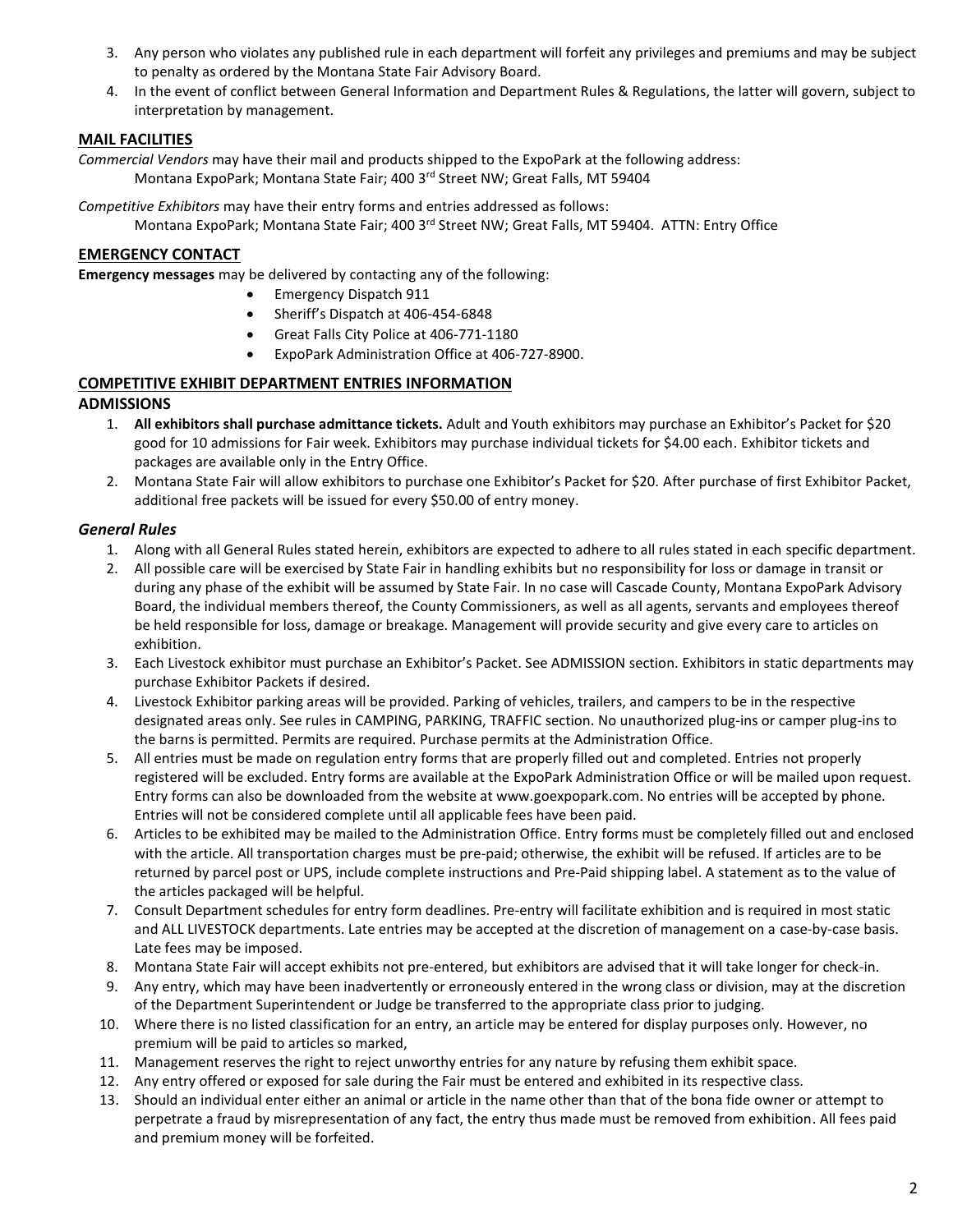3. Any person who violates any published rule in each department will forfeit any privileges and premiums and may be subject to penalty as ordered by the Montana State Fair Advisory Board.
4. In the event of conflict between General Information and Department Rules & Regulations, the latter will govern, subject to interpretation by management.

## MAIL FACILITIES

*Commercial Vendors* may have their mail and products shipped to the ExpoPark at the following address:

Montana ExpoPark; Montana State Fair; 400 3rd Street NW; Great Falls, MT 59404

*Competitive Exhibitors* may have their entry forms and entries addressed as follows:

Montana ExpoPark; Montana State Fair; 400 3rd Street NW; Great Falls, MT 59404. ATTN: Entry Office

## EMERGENCY CONTACT

**Emergency messages** may be delivered by contacting any of the following:

- Emergency Dispatch 911
- Sheriff's Dispatch at 406-454-6848
- Great Falls City Police at 406-771-1180
- ExpoPark Administration Office at 406-727-8900.

## COMPETITIVE EXHIBIT DEPARTMENT ENTRIES INFORMATION

### ADMISSIONS

1. **All exhibitors shall purchase admittance tickets.** Adult and Youth exhibitors may purchase an Exhibitor's Packet for $20 good for 10 admissions for Fair week. Exhibitors may purchase individual tickets for $4.00 each. Exhibitor tickets and packages are available only in the Entry Office.
2. Montana State Fair will allow exhibitors to purchase one Exhibitor's Packet for $20. After purchase of first Exhibitor Packet, additional free packets will be issued for every $50.00 of entry money.

### *General Rules*

1. Along with all General Rules stated herein, exhibitors are expected to adhere to all rules stated in each specific department.
2. All possible care will be exercised by State Fair in handling exhibits but no responsibility for loss or damage in transit or during any phase of the exhibit will be assumed by State Fair. In no case will Cascade County, Montana ExpoPark Advisory Board, the individual members thereof, the County Commissioners, as well as all agents, servants and employees thereof be held responsible for loss, damage or breakage. Management will provide security and give every care to articles on exhibition.
3. Each Livestock exhibitor must purchase an Exhibitor's Packet. See ADMISSION section. Exhibitors in static departments may purchase Exhibitor Packets if desired.
4. Livestock Exhibitor parking areas will be provided. Parking of vehicles, trailers, and campers to be in the respective designated areas only. See rules in CAMPING, PARKING, TRAFFIC section. No unauthorized plug-ins or camper plug-ins to the barns is permitted. Permits are required. Purchase permits at the Administration Office.
5. All entries must be made on regulation entry forms that are properly filled out and completed. Entries not properly registered will be excluded. Entry forms are available at the ExpoPark Administration Office or will be mailed upon request. Entry forms can also be downloaded from the website at www.goexpopark.com. No entries will be accepted by phone. Entries will not be considered complete until all applicable fees have been paid.
6. Articles to be exhibited may be mailed to the Administration Office. Entry forms must be completely filled out and enclosed with the article. All transportation charges must be pre-paid; otherwise, the exhibit will be refused. If articles are to be returned by parcel post or UPS, include complete instructions and Pre-Paid shipping label. A statement as to the value of the articles packaged will be helpful.
7. Consult Department schedules for entry form deadlines. Pre-entry will facilitate exhibition and is required in most static and ALL LIVESTOCK departments. Late entries may be accepted at the discretion of management on a case-by-case basis. Late fees may be imposed.
8. Montana State Fair will accept exhibits not pre-entered, but exhibitors are advised that it will take longer for check-in.
9. Any entry, which may have been inadvertently or erroneously entered in the wrong class or division, may at the discretion of the Department Superintendent or Judge be transferred to the appropriate class prior to judging.
10. Where there is no listed classification for an entry, an article may be entered for display purposes only. However, no premium will be paid to articles so marked,
11. Management reserves the right to reject unworthy entries for any nature by refusing them exhibit space.
12. Any entry offered or exposed for sale during the Fair must be entered and exhibited in its respective class.
13. Should an individual enter either an animal or article in the name other than that of the bona fide owner or attempt to perpetrate a fraud by misrepresentation of any fact, the entry thus made must be removed from exhibition. All fees paid and premium money will be forfeited.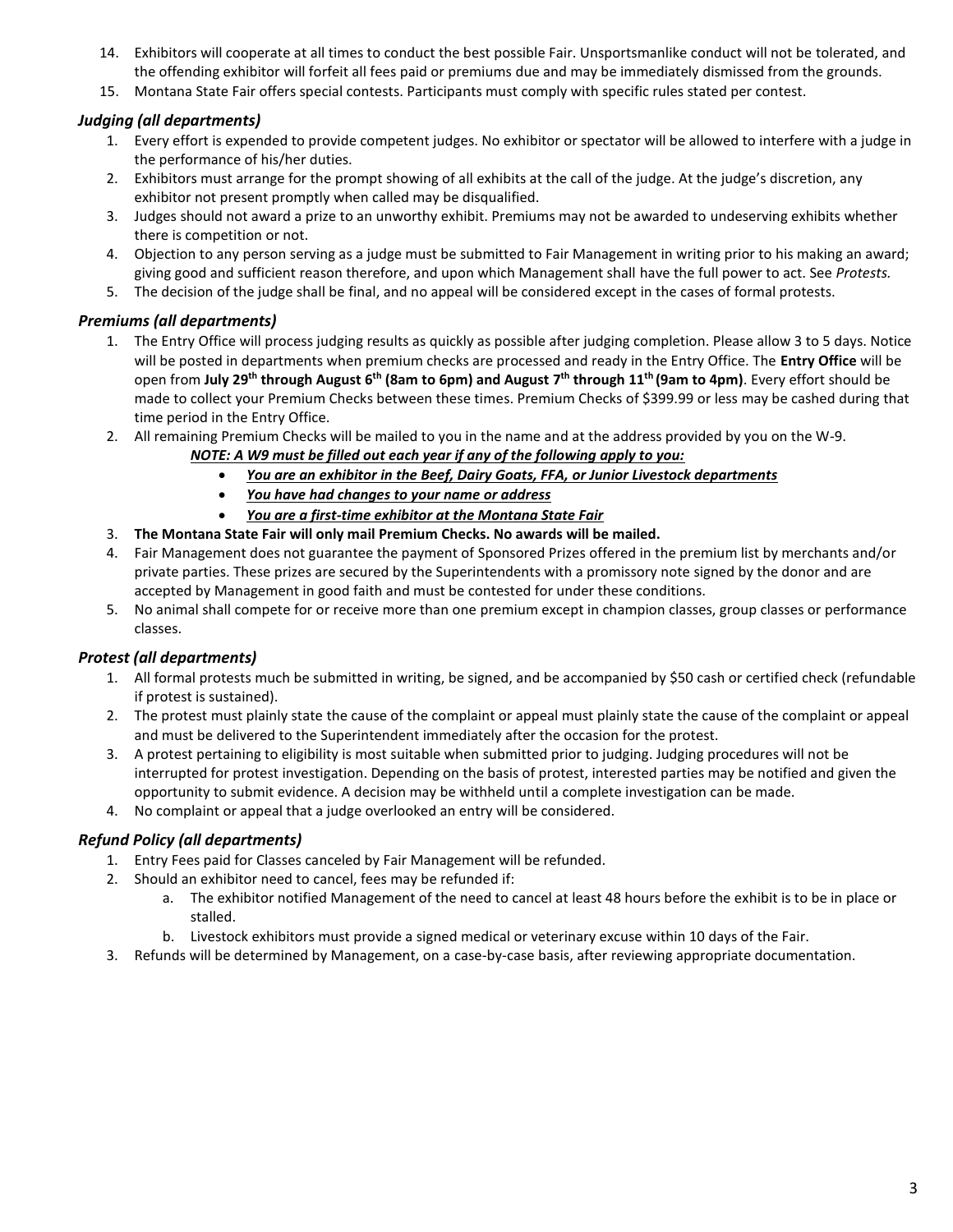14. Exhibitors will cooperate at all times to conduct the best possible Fair. Unsportsmanlike conduct will not be tolerated, and the offending exhibitor will forfeit all fees paid or premiums due and may be immediately dismissed from the grounds.
15. Montana State Fair offers special contests. Participants must comply with specific rules stated per contest.

### *Judging (all departments)*

1. Every effort is expended to provide competent judges. No exhibitor or spectator will be allowed to interfere with a judge in the performance of his/her duties.
2. Exhibitors must arrange for the prompt showing of all exhibits at the call of the judge. At the judge's discretion, any exhibitor not present promptly when called may be disqualified.
3. Judges should not award a prize to an unworthy exhibit. Premiums may not be awarded to undeserving exhibits whether there is competition or not.
4. Objection to any person serving as a judge must be submitted to Fair Management in writing prior to his making an award; giving good and sufficient reason therefore, and upon which Management shall have the full power to act. See *Protests.*
5. The decision of the judge shall be final, and no appeal will be considered except in the cases of formal protests.

### *Premiums (all departments)*

1. The Entry Office will process judging results as quickly as possible after judging completion. Please allow 3 to 5 days. Notice will be posted in departments when premium checks are processed and ready in the Entry Office. The **Entry Office** will be open from **July 29th through August 6th (8am to 6pm) and August 7th through 11th (9am to 4pm)**. Every effort should be made to collect your Premium Checks between these times. Premium Checks of $399.99 or less may be cashed during that time period in the Entry Office.
2. All remaining Premium Checks will be mailed to you in the name and at the address provided by you on the W-9.

   ***NOTE: A W9 must be filled out each year if any of the following apply to you:***

   - ***You are an exhibitor in the Beef, Dairy Goats, FFA, or Junior Livestock departments***
   - ***You have had changes to your name or address***
   - ***You are a first-time exhibitor at the Montana State Fair***
3. **The Montana State Fair will only mail Premium Checks. No awards will be mailed.**
4. Fair Management does not guarantee the payment of Sponsored Prizes offered in the premium list by merchants and/or private parties. These prizes are secured by the Superintendents with a promissory note signed by the donor and are accepted by Management in good faith and must be contested for under these conditions.
5. No animal shall compete for or receive more than one premium except in champion classes, group classes or performance classes.

### *Protest (all departments)*

1. All formal protests much be submitted in writing, be signed, and be accompanied by $50 cash or certified check (refundable if protest is sustained).
2. The protest must plainly state the cause of the complaint or appeal must plainly state the cause of the complaint or appeal and must be delivered to the Superintendent immediately after the occasion for the protest.
3. A protest pertaining to eligibility is most suitable when submitted prior to judging. Judging procedures will not be interrupted for protest investigation. Depending on the basis of protest, interested parties may be notified and given the opportunity to submit evidence. A decision may be withheld until a complete investigation can be made.
4. No complaint or appeal that a judge overlooked an entry will be considered.

### *Refund Policy (all departments)*

1. Entry Fees paid for Classes canceled by Fair Management will be refunded.
2. Should an exhibitor need to cancel, fees may be refunded if:
   a. The exhibitor notified Management of the need to cancel at least 48 hours before the exhibit is to be in place or stalled.
   b. Livestock exhibitors must provide a signed medical or veterinary excuse within 10 days of the Fair.
3. Refunds will be determined by Management, on a case-by-case basis, after reviewing appropriate documentation.